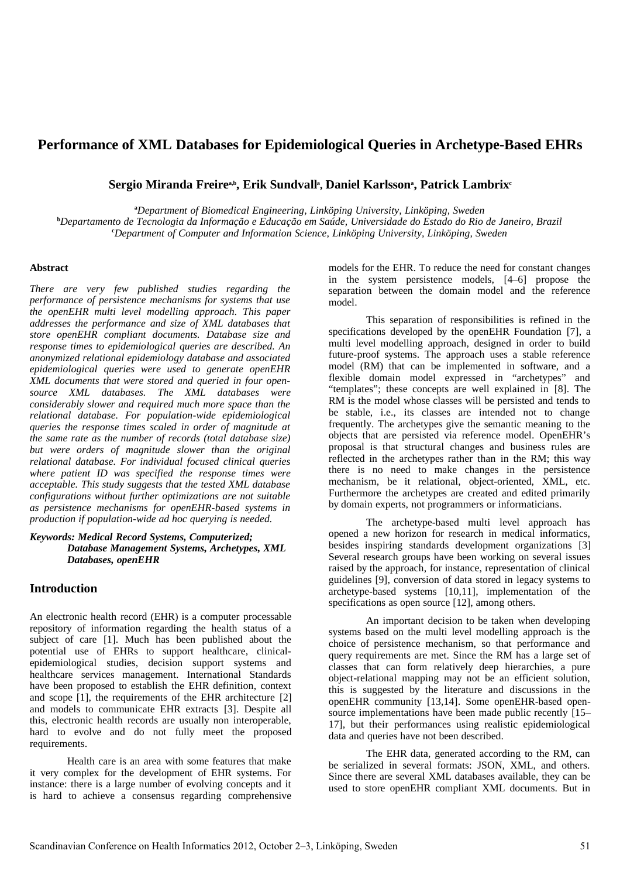# Performance of XML Databases for Epidemiological Queries in Archetype-Based EHRs

**Sergio Miranda Freire[a,b], Erik Sundvall[a], Daniel Karlsson[a], Patrick Lambrix[c]**

[a]*Department of Biomedical Engineering, Linköping University, Linköping, Sweden*
[b]*Departamento de Tecnologia da Informação e Educação em Saúde, Universidade do Estado do Rio de Janeiro, Brazil*
[c]*Department of Computer and Information Science, Linköping University, Linköping, Sweden*

#### Abstract

*There are very few published studies regarding the performance of persistence mechanisms for systems that use the openEHR multi level modelling approach. This paper addresses the performance and size of XML databases that store openEHR compliant documents. Database size and response times to epidemiological queries are described. An anonymized relational epidemiology database and associated epidemiological queries were used to generate openEHR XML documents that were stored and queried in four open-source XML databases. The XML databases were considerably slower and required much more space than the relational database. For population-wide epidemiological queries the response times scaled in order of magnitude at the same rate as the number of records (total database size) but were orders of magnitude slower than the original relational database. For individual focused clinical queries where patient ID was specified the response times were acceptable. This study suggests that the tested XML database configurations without further optimizations are not suitable as persistence mechanisms for openEHR-based systems in production if population-wide ad hoc querying is needed.*

***Keywords: Medical Record Systems, Computerized; Database Management Systems, Archetypes, XML Databases, openEHR***

## Introduction

An electronic health record (EHR) is a computer processable repository of information regarding the health status of a subject of care [1]. Much has been published about the potential use of EHRs to support healthcare, clinical-epidemiological studies, decision support systems and healthcare services management. International Standards have been proposed to establish the EHR definition, context and scope [1], the requirements of the EHR architecture [2] and models to communicate EHR extracts [3]. Despite all this, electronic health records are usually non interoperable, hard to evolve and do not fully meet the proposed requirements.

Health care is an area with some features that make it very complex for the development of EHR systems. For instance: there is a large number of evolving concepts and it is hard to achieve a consensus regarding comprehensive models for the EHR. To reduce the need for constant changes in the system persistence models, [4–6] propose the separation between the domain model and the reference model.

This separation of responsibilities is refined in the specifications developed by the openEHR Foundation [7], a multi level modelling approach, designed in order to build future-proof systems. The approach uses a stable reference model (RM) that can be implemented in software, and a flexible domain model expressed in "archetypes" and "templates"; these concepts are well explained in [8]. The RM is the model whose classes will be persisted and tends to be stable, i.e., its classes are intended not to change frequently. The archetypes give the semantic meaning to the objects that are persisted via reference model. OpenEHR's proposal is that structural changes and business rules are reflected in the archetypes rather than in the RM; this way there is no need to make changes in the persistence mechanism, be it relational, object-oriented, XML, etc. Furthermore the archetypes are created and edited primarily by domain experts, not programmers or informaticians.

The archetype-based multi level approach has opened a new horizon for research in medical informatics, besides inspiring standards development organizations [3] Several research groups have been working on several issues raised by the approach, for instance, representation of clinical guidelines [9], conversion of data stored in legacy systems to archetype-based systems [10,11], implementation of the specifications as open source [12], among others.

An important decision to be taken when developing systems based on the multi level modelling approach is the choice of persistence mechanism, so that performance and query requirements are met. Since the RM has a large set of classes that can form relatively deep hierarchies, a pure object-relational mapping may not be an efficient solution, this is suggested by the literature and discussions in the openEHR community [13,14]. Some openEHR-based open-source implementations have been made public recently [15–17], but their performances using realistic epidemiological data and queries have not been described.

The EHR data, generated according to the RM, can be serialized in several formats: JSON, XML, and others. Since there are several XML databases available, they can be used to store openEHR compliant XML documents. But in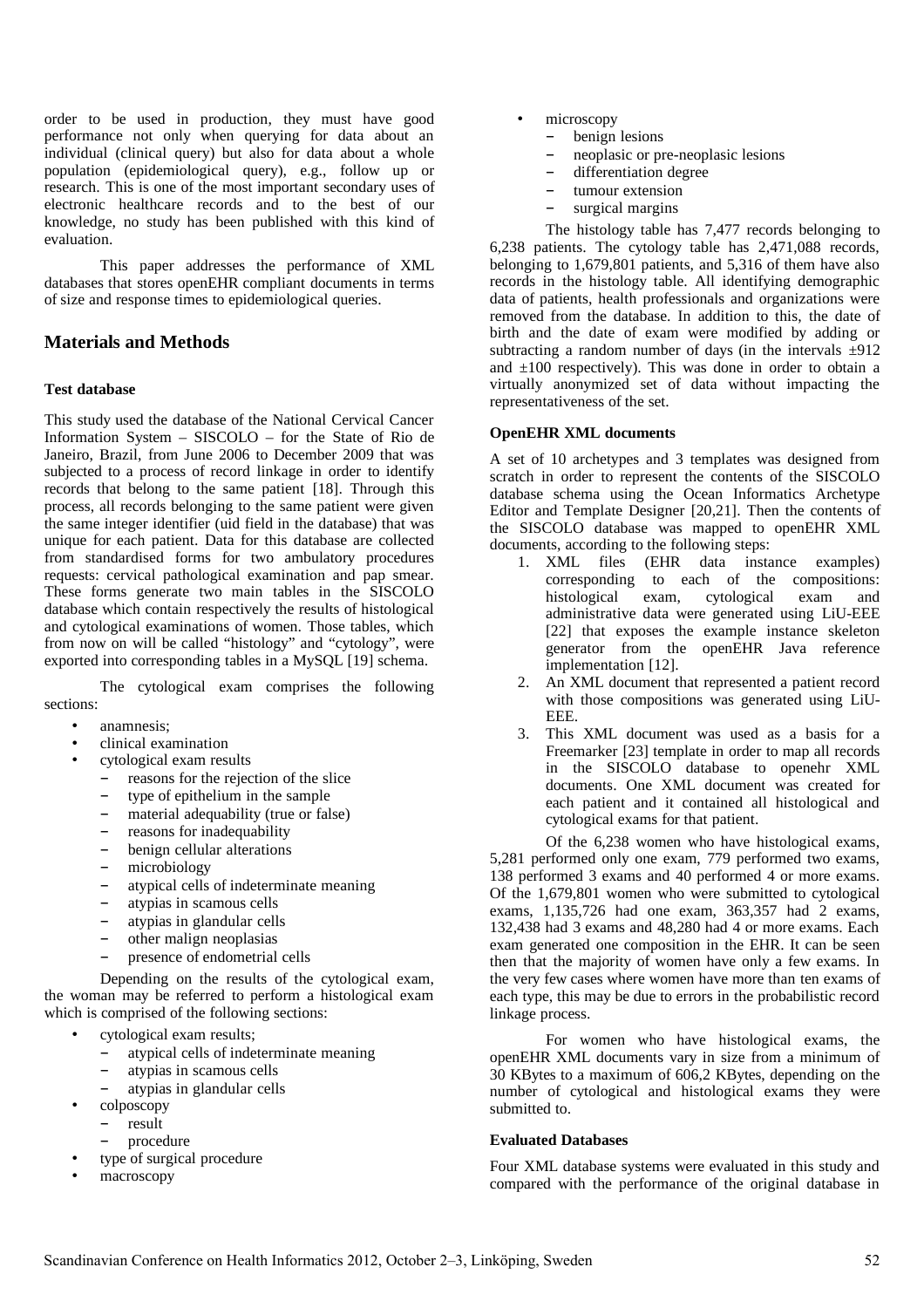order to be used in production, they must have good performance not only when querying for data about an individual (clinical query) but also for data about a whole population (epidemiological query), e.g., follow up or research. This is one of the most important secondary uses of electronic healthcare records and to the best of our knowledge, no study has been published with this kind of evaluation.

This paper addresses the performance of XML databases that stores openEHR compliant documents in terms of size and response times to epidemiological queries.

## Materials and Methods

### Test database

This study used the database of the National Cervical Cancer Information System – SISCOLO – for the State of Rio de Janeiro, Brazil, from June 2006 to December 2009 that was subjected to a process of record linkage in order to identify records that belong to the same patient [18]. Through this process, all records belonging to the same patient were given the same integer identifier (uid field in the database) that was unique for each patient. Data for this database are collected from standardised forms for two ambulatory procedures requests: cervical pathological examination and pap smear. These forms generate two main tables in the SISCOLO database which contain respectively the results of histological and cytological examinations of women. Those tables, which from now on will be called "histology" and "cytology", were exported into corresponding tables in a MySQL [19] schema.

The cytological exam comprises the following sections:

- anamnesis;
- clinical examination
- cytological exam results
  - reasons for the rejection of the slice
  - type of epithelium in the sample
  - material adequability (true or false)
  - reasons for inadequability
  - benign cellular alterations
  - microbiology
  - atypical cells of indeterminate meaning
  - atypias in scamous cells
  - atypias in glandular cells
  - other malign neoplasias
  - presence of endometrial cells

Depending on the results of the cytological exam, the woman may be referred to perform a histological exam which is comprised of the following sections:

- cytological exam results;
  - atypical cells of indeterminate meaning
  - atypias in scamous cells
  - atypias in glandular cells
- colposcopy
  - result
  - procedure
- type of surgical procedure
- macroscopy
- microscopy
  - benign lesions
  - neoplasic or pre-neoplasic lesions
  - differentiation degree
  - tumour extension
  - surgical margins

The histology table has 7,477 records belonging to 6,238 patients. The cytology table has 2,471,088 records, belonging to 1,679,801 patients, and 5,316 of them have also records in the histology table. All identifying demographic data of patients, health professionals and organizations were removed from the database. In addition to this, the date of birth and the date of exam were modified by adding or subtracting a random number of days (in the intervals ±912 and ±100 respectively). This was done in order to obtain a virtually anonymized set of data without impacting the representativeness of the set.

### OpenEHR XML documents

A set of 10 archetypes and 3 templates was designed from scratch in order to represent the contents of the SISCOLO database schema using the Ocean Informatics Archetype Editor and Template Designer [20,21]. Then the contents of the SISCOLO database was mapped to openEHR XML documents, according to the following steps:

1. XML files (EHR data instance examples) corresponding to each of the compositions: histological exam, cytological exam and administrative data were generated using LiU-EEE [22] that exposes the example instance skeleton generator from the openEHR Java reference implementation [12].
2. An XML document that represented a patient record with those compositions was generated using LiU-EEE.
3. This XML document was used as a basis for a Freemarker [23] template in order to map all records in the SISCOLO database to openehr XML documents. One XML document was created for each patient and it contained all histological and cytological exams for that patient.

Of the 6,238 women who have histological exams, 5,281 performed only one exam, 779 performed two exams, 138 performed 3 exams and 40 performed 4 or more exams. Of the 1,679,801 women who were submitted to cytological exams, 1,135,726 had one exam, 363,357 had 2 exams, 132,438 had 3 exams and 48,280 had 4 or more exams. Each exam generated one composition in the EHR. It can be seen then that the majority of women have only a few exams. In the very few cases where women have more than ten exams of each type, this may be due to errors in the probabilistic record linkage process.

For women who have histological exams, the openEHR XML documents vary in size from a minimum of 30 KBytes to a maximum of 606,2 KBytes, depending on the number of cytological and histological exams they were submitted to.

### Evaluated Databases

Four XML database systems were evaluated in this study and compared with the performance of the original database in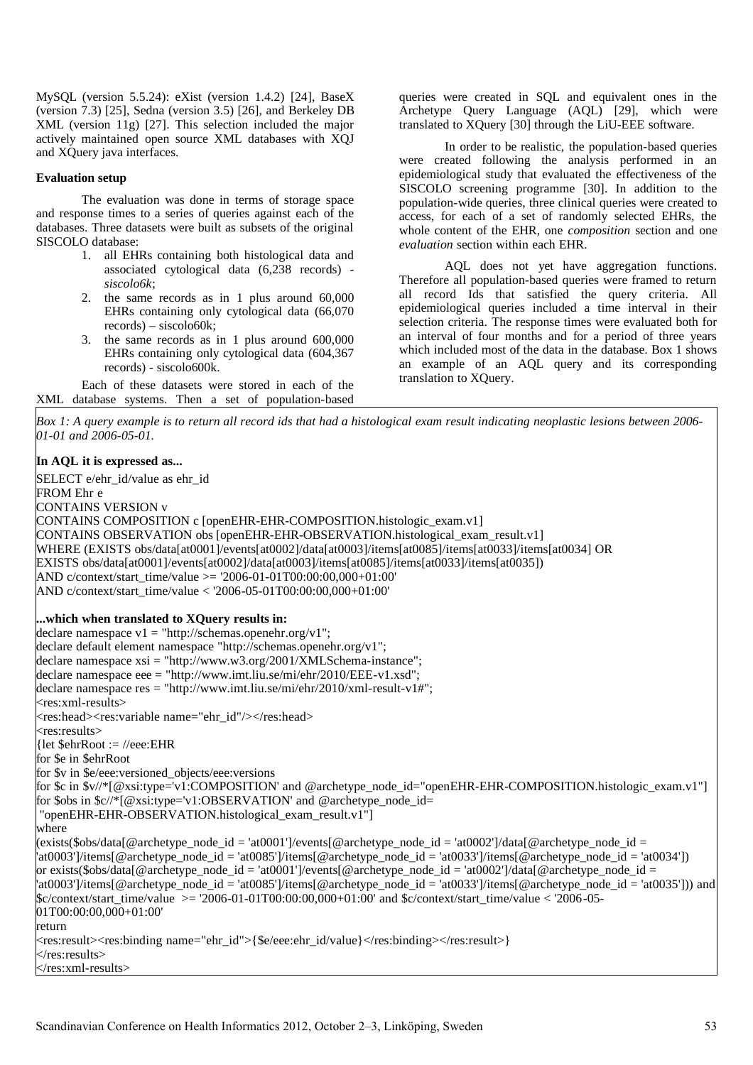MySQL (version 5.5.24): eXist (version 1.4.2) [24], BaseX (version 7.3) [25], Sedna (version 3.5) [26], and Berkeley DB XML (version 11g) [27]. This selection included the major actively maintained open source XML databases with XQJ and XQuery java interfaces.

**Evaluation setup**

The evaluation was done in terms of storage space and response times to a series of queries against each of the databases. Three datasets were built as subsets of the original SISCOLO database:

1. all EHRs containing both histological data and associated cytological data (6,238 records) - *siscolo6k*;
2. the same records as in 1 plus around 60,000 EHRs containing only cytological data (66,070 records) – siscolo60k;
3. the same records as in 1 plus around 600,000 EHRs containing only cytological data (604,367 records) - siscolo600k.

Each of these datasets were stored in each of the XML database systems. Then a set of population-based queries were created in SQL and equivalent ones in the Archetype Query Language (AQL) [29], which were translated to XQuery [30] through the LiU-EEE software.

In order to be realistic, the population-based queries were created following the analysis performed in an epidemiological study that evaluated the effectiveness of the SISCOLO screening programme [30]. In addition to the population-wide queries, three clinical queries were created to access, for each of a set of randomly selected EHRs, the whole content of the EHR, one *composition* section and one *evaluation* section within each EHR.

AQL does not yet have aggregation functions. Therefore all population-based queries were framed to return all record Ids that satisfied the query criteria. All epidemiological queries included a time interval in their selection criteria. The response times were evaluated both for an interval of four months and for a period of three years which included most of the data in the database. Box 1 shows an example of an AQL query and its corresponding translation to XQuery.

*Box 1: A query example is to return all record ids that had a histological exam result indicating neoplastic lesions between 2006-01-01 and 2006-05-01.*

**In AQL it is expressed as...**

```
SELECT e/ehr_id/value as ehr_id
FROM Ehr e
CONTAINS VERSION v
CONTAINS COMPOSITION c [openEHR-EHR-COMPOSITION.histologic_exam.v1]
CONTAINS OBSERVATION obs [openEHR-EHR-OBSERVATION.histological_exam_result.v1]
WHERE (EXISTS obs/data[at0001]/events[at0002]/data[at0003]/items[at0085]/items[at0033]/items[at0034] OR
EXISTS obs/data[at0001]/events[at0002]/data[at0003]/items[at0085]/items[at0033]/items[at0035])
AND c/context/start_time/value >= '2006-01-01T00:00:00,000+01:00'
AND c/context/start_time/value < '2006-05-01T00:00:00,000+01:00'
```

**...which when translated to XQuery results in:**

```
declare namespace v1 = "http://schemas.openehr.org/v1";
declare default element namespace "http://schemas.openehr.org/v1";
declare namespace xsi = "http://www.w3.org/2001/XMLSchema-instance";
declare namespace eee = "http://www.imt.liu.se/mi/ehr/2010/EEE-v1.xsd";
declare namespace res = "http://www.imt.liu.se/mi/ehr/2010/xml-result-v1#";
<res:xml-results>
<res:head><res:variable name="ehr_id"/></res:head>
<res:results>
{let $ehrRoot := //eee:EHR
for $e in $ehrRoot
for $v in $e/eee:versioned_objects/eee:versions
for $c in $v//*[@xsi:type='v1:COMPOSITION' and @archetype_node_id="openEHR-EHR-COMPOSITION.histologic_exam.v1"]
for $obs in $c//*[@xsi:type='v1:OBSERVATION' and @archetype_node_id=
 "openEHR-EHR-OBSERVATION.histological_exam_result.v1"]
where
(exists($obs/data[@archetype_node_id = 'at0001']/events[@archetype_node_id = 'at0002']/data[@archetype_node_id =
'at0003']/items[@archetype_node_id = 'at0085']/items[@archetype_node_id = 'at0033']/items[@archetype_node_id = 'at0034'])
or exists($obs/data[@archetype_node_id = 'at0001']/events[@archetype_node_id = 'at0002']/data[@archetype_node_id =
'at0003']/items[@archetype_node_id = 'at0085']/items[@archetype_node_id = 'at0033']/items[@archetype_node_id = 'at0035'])) and
$c/context/start_time/value  >= '2006-01-01T00:00:00,000+01:00' and $c/context/start_time/value < '2006-05-
01T00:00:00,000+01:00'
return
<res:result><res:binding name="ehr_id">{$e/eee:ehr_id/value}</res:binding></res:result>}
</res:results>
</res:xml-results>
```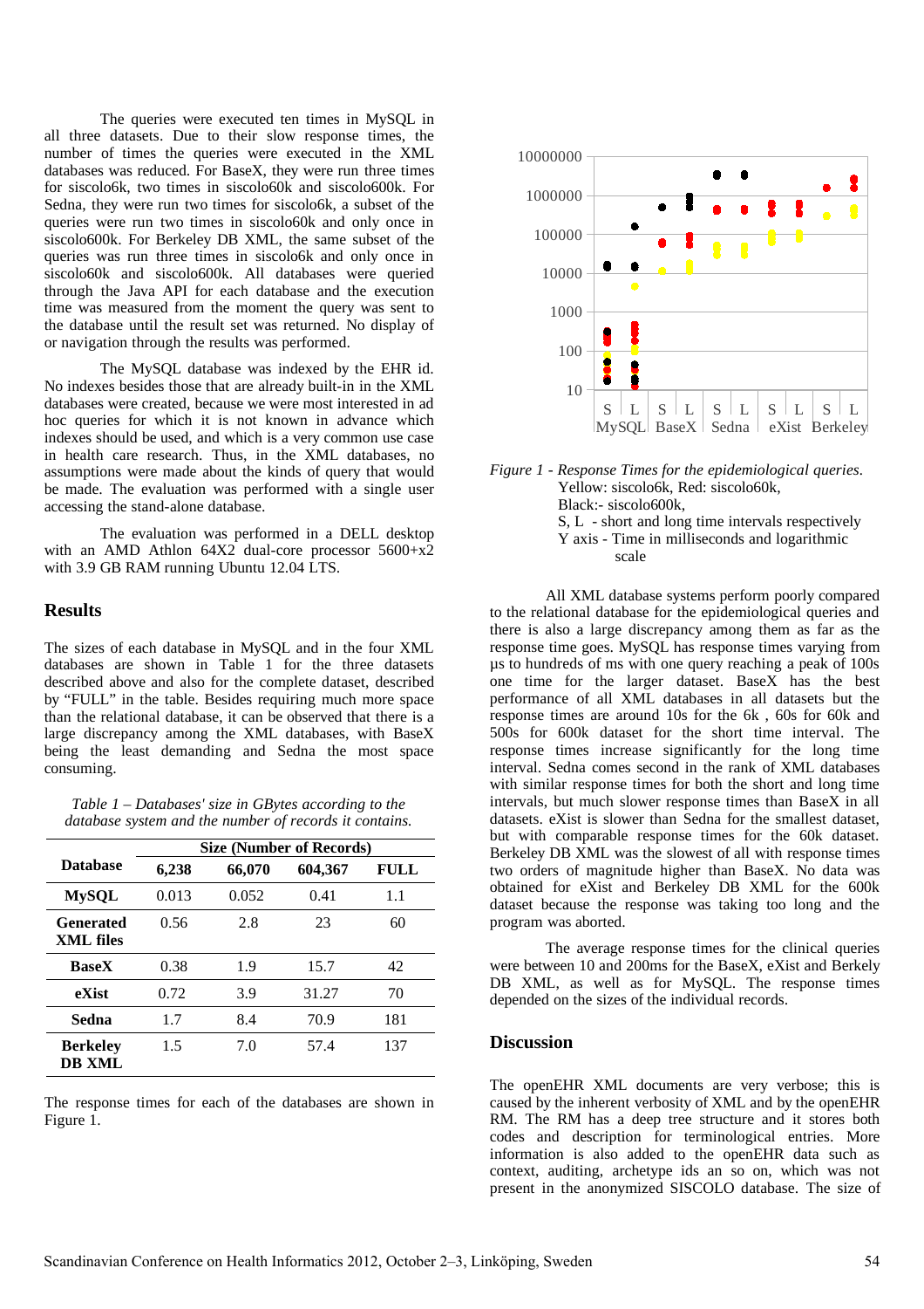The queries were executed ten times in MySQL in all three datasets. Due to their slow response times, the number of times the queries were executed in the XML databases was reduced. For BaseX, they were run three times for siscolo6k, two times in siscolo60k and siscolo600k. For Sedna, they were run two times for siscolo6k, a subset of the queries were run two times in siscolo60k and only once in siscolo600k. For Berkeley DB XML, the same subset of the queries was run three times in siscolo6k and only once in siscolo60k and siscolo600k. All databases were queried through the Java API for each database and the execution time was measured from the moment the query was sent to the database until the result set was returned. No display of or navigation through the results was performed.

The MySQL database was indexed by the EHR id. No indexes besides those that are already built-in in the XML databases were created, because we were most interested in ad hoc queries for which it is not known in advance which indexes should be used, and which is a very common use case in health care research. Thus, in the XML databases, no assumptions were made about the kinds of query that would be made. The evaluation was performed with a single user accessing the stand-alone database.

The evaluation was performed in a DELL desktop with an AMD Athlon 64X2 dual-core processor 5600+x2 with 3.9 GB RAM running Ubuntu 12.04 LTS.

## Results

The sizes of each database in MySQL and in the four XML databases are shown in Table 1 for the three datasets described above and also for the complete dataset, described by "FULL" in the table. Besides requiring much more space than the relational database, it can be observed that there is a large discrepancy among the XML databases, with BaseX being the least demanding and Sedna the most space consuming.

*Table 1 – Databases' size in GBytes according to the database system and the number of records it contains.*

| Database | Size (Number of Records) | | | |
|---|---|---|---|---|
| | **6,238** | **66,070** | **604,367** | **FULL** |
| **MySQL** | 0.013 | 0.052 | 0.41 | 1.1 |
| **Generated XML files** | 0.56 | 2.8 | 23 | 60 |
| **BaseX** | 0.38 | 1.9 | 15.7 | 42 |
| **eXist** | 0.72 | 3.9 | 31.27 | 70 |
| **Sedna** | 1.7 | 8.4 | 70.9 | 181 |
| **Berkeley DB XML** | 1.5 | 7.0 | 57.4 | 137 |

The response times for each of the databases are shown in Figure 1.

*Figure 1 - Response Times for the epidemiological queries.* Yellow: siscolo6k, Red: siscolo60k, Black:- siscolo600k, S, L - short and long time intervals respectively Y axis - Time in milliseconds and logarithmic scale

All XML database systems perform poorly compared to the relational database for the epidemiological queries and there is also a large discrepancy among them as far as the response time goes. MySQL has response times varying from µs to hundreds of ms with one query reaching a peak of 100s one time for the larger dataset. BaseX has the best performance of all XML databases in all datasets but the response times are around 10s for the 6k , 60s for 60k and 500s for 600k dataset for the short time interval. The response times increase significantly for the long time interval. Sedna comes second in the rank of XML databases with similar response times for both the short and long time intervals, but much slower response times than BaseX in all datasets. eXist is slower than Sedna for the smallest dataset, but with comparable response times for the 60k dataset. Berkeley DB XML was the slowest of all with response times two orders of magnitude higher than BaseX. No data was obtained for eXist and Berkeley DB XML for the 600k dataset because the response was taking too long and the program was aborted.

The average response times for the clinical queries were between 10 and 200ms for the BaseX, eXist and Berkely DB XML, as well as for MySQL. The response times depended on the sizes of the individual records.

## Discussion

The openEHR XML documents are very verbose; this is caused by the inherent verbosity of XML and by the openEHR RM. The RM has a deep tree structure and it stores both codes and description for terminological entries. More information is also added to the openEHR data such as context, auditing, archetype ids an so on, which was not present in the anonymized SISCOLO database. The size of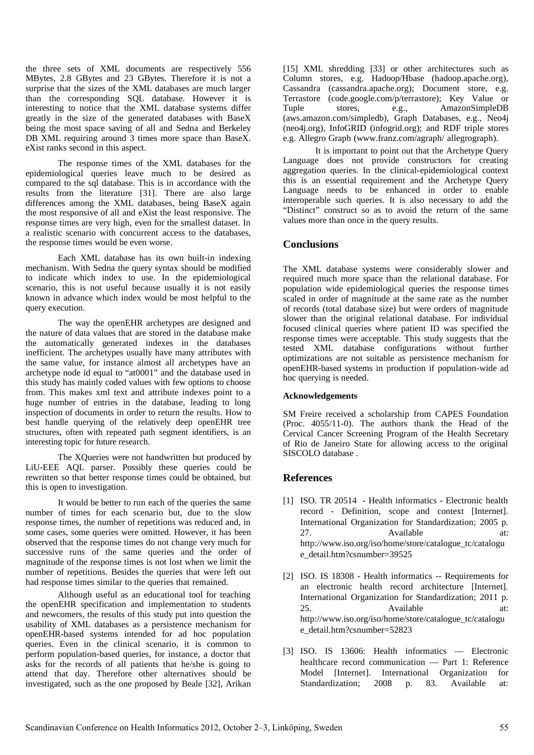the three sets of XML documents are respectively 556 MBytes, 2.8 GBytes and 23 GBytes. Therefore it is not a surprise that the sizes of the XML databases are much larger than the corresponding SQL database. However it is interesting to notice that the XML database systems differ greatly in the size of the generated databases with BaseX being the most space saving of all and Sedna and Berkeley DB XML requiring around 3 times more space than BaseX. eXist ranks second in this aspect.

The response times of the XML databases for the epidemiological queries leave much to be desired as compared to the sql database. This is in accordance with the results from the literature [31]. There are also large differences among the XML databases, being BaseX again the most responsive of all and eXist the least responsive. The response times are very high, even for the smallest dataset. In a realistic scenario with concurrent access to the databases, the response times would be even worse.

Each XML database has its own built-in indexing mechanism. With Sedna the query syntax should be modified to indicate which index to use. In the epidemiological scenario, this is not useful because usually it is not easily known in advance which index would be most helpful to the query execution.

The way the openEHR archetypes are designed and the nature of data values that are stored in the database make the automatically generated indexes in the databases inefficient. The archetypes usually have many attributes with the same value, for instance almost all archetypes have an archetype node id equal to "at0001" and the database used in this study has mainly coded values with few options to choose from. This makes xml text and attribute indexes point to a huge number of entries in the database, leading to long inspection of documents in order to return the results. How to best handle querying of the relatively deep openEHR tree structures, often with repeated path segment identifiers, is an interesting topic for future research.

The XQueries were not handwritten but produced by LiU-EEE AQL parser. Possibly these queries could be rewritten so that better response times could be obtained, but this is open to investigation.

It would be better to run each of the queries the same number of times for each scenario but, due to the slow response times, the number of repetitions was reduced and, in some cases, some queries were omitted. However, it has been observed that the response times do not change very much for successive runs of the same queries and the order of magnitude of the response times is not lost when we limit the number of repetitions. Besides the queries that were left out had response times similar to the queries that remained.

Although useful as an educational tool for teaching the openEHR specification and implementation to students and newcomers, the results of this study put into question the usability of XML databases as a persistence mechanism for openEHR-based systems intended for ad hoc population queries. Even in the clinical scenario, it is common to perform population-based queries, for instance, a doctor that asks for the records of all patients that he/she is going to attend that day. Therefore other alternatives should be investigated, such as the one proposed by Beale [32], Arikan [15] XML shredding [33] or other architectures such as Column stores, e.g. Hadoop/Hbase (hadoop.apache.org), Cassandra (cassandra.apache.org); Document store, e.g. Terrastore (code.google.com/p/terrastore); Key Value or Tuple stores, e.g., AmazonSimpleDB (aws.amazon.com/simpledb), Graph Databases, e.g., Neo4j (neo4j.org), InfoGRID (infogrid.org); and RDF triple stores e.g. Allegro Graph (www.franz.com/agraph/ allegrograph).

It is important to point out that the Archetype Query Language does not provide constructors for creating aggregation queries. In the clinical-epidemiological context this is an essential requirement and the Archetype Query Language needs to be enhanced in order to enable interoperable such queries. It is also necessary to add the "Distinct" construct so as to avoid the return of the same values more than once in the query results.

## Conclusions

The XML database systems were considerably slower and required much more space than the relational database. For population wide epidemiological queries the response times scaled in order of magnitude at the same rate as the number of records (total database size) but were orders of magnitude slower than the original relational database. For individual focused clinical queries where patient ID was specified the response times were acceptable. This study suggests that the tested XML database configurations without further optimizations are not suitable as persistence mechanism for openEHR-based systems in production if population-wide ad hoc querying is needed.

### Acknowledgements

SM Freire received a scholarship from CAPES Foundation (Proc. 4055/11-0). The authors thank the Head of the Cervical Cancer Screening Program of the Health Secretary of Rio de Janeiro State for allowing access to the original SISCOLO database .

## References

[1] ISO. TR 20514 - Health informatics - Electronic health record - Definition, scope and context [Internet]. International Organization for Standardization; 2005 p. 27. Available at: http://www.iso.org/iso/home/store/catalogue_tc/catalogue_detail.htm?csnumber=39525

[2] ISO. IS 18308 - Health informatics -- Requirements for an electronic health record architecture [Internet]. International Organization for Standardization; 2011 p. 25. Available at: http://www.iso.org/iso/home/store/catalogue_tc/catalogue_detail.htm?csnumber=52823

[3] ISO. IS 13606: Health informatics — Electronic healthcare record communication — Part 1: Reference Model [Internet]. International Organization for Standardization; 2008 p. 83. Available at: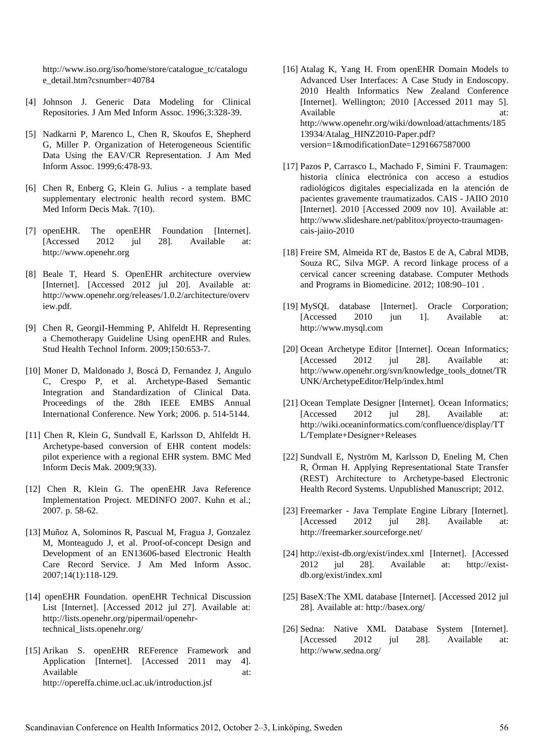http://www.iso.org/iso/home/store/catalogue_tc/catalogue_detail.htm?csnumber=40784

[4] Johnson J. Generic Data Modeling for Clinical Repositories. J Am Med Inform Assoc. 1996;3:328-39.

[5] Nadkarni P, Marenco L, Chen R, Skoufos E, Shepherd G, Miller P. Organization of Heterogeneous Scientific Data Using the EAV/CR Representation. J Am Med Inform Assoc. 1999;6:478-93.

[6] Chen R, Enberg G, Klein G. Julius - a template based supplementary electronic health record system. BMC Med Inform Decis Mak. 7(10).

[7] openEHR. The openEHR Foundation [Internet]. [Accessed 2012 jul 28]. Available at: http://www.openehr.org

[8] Beale T, Heard S. OpenEHR architecture overview [Internet]. [Accessed 2012 jul 20]. Available at: http://www.openehr.org/releases/1.0.2/architecture/overview.pdf.

[9] Chen R, GeorgiI-Hemming P, Ahlfeldt H. Representing a Chemotherapy Guideline Using openEHR and Rules. Stud Health Technol Inform. 2009;150:653-7.

[10] Moner D, Maldonado J, Boscá D, Fernandez J, Angulo C, Crespo P, et al. Archetype-Based Semantic Integration and Standardization of Clinical Data. Proceedings of the 28th IEEE EMBS Annual International Conference. New York; 2006. p. 514-5144.

[11] Chen R, Klein G, Sundvall E, Karlsson D, Ahlfeldt H. Archetype-based conversion of EHR content models: pilot experience with a regional EHR system. BMC Med Inform Decis Mak. 2009;9(33).

[12] Chen R, Klein G. The openEHR Java Reference Implementation Project. MEDINFO 2007. Kuhn et al.; 2007. p. 58-62.

[13] Muñoz A, Solominos R, Pascual M, Fragua J, Gonzalez M, Monteagudo J, et al. Proof-of-concept Design and Development of an EN13606-based Electronic Health Care Record Service. J Am Med Inform Assoc. 2007;14(1):118-129.

[14] openEHR Foundation. openEHR Technical Discussion List [Internet]. [Accessed 2012 jul 27]. Available at: http://lists.openehr.org/pipermail/openehr-technical_lists.openehr.org/

[15] Arikan S. openEHR REFerence Framework and Application [Internet]. [Accessed 2011 may 4]. Available at: http://opereffa.chime.ucl.ac.uk/introduction.jsf

[16] Atalag K, Yang H. From openEHR Domain Models to Advanced User Interfaces: A Case Study in Endoscopy. 2010 Health Informatics New Zealand Conference [Internet]. Wellington; 2010 [Accessed 2011 may 5]. Available at: http://www.openehr.org/wiki/download/attachments/18513934/Atalag_HINZ2010-Paper.pdf?version=1&modificationDate=1291667587000

[17] Pazos P, Carrasco L, Machado F, Simini F. Traumagen: historia clínica electrónica con acceso a estudios radiológicos digitales especializada en la atención de pacientes gravemente traumatizados. CAIS - JAIIO 2010 [Internet]. 2010 [Accessed 2009 nov 10]. Available at: http://www.slideshare.net/pablitox/proyecto-traumagen-cais-jaiio-2010

[18] Freire SM, Almeida RT de, Bastos E de A, Cabral MDB, Souza RC, Silva MGP. A record linkage process of a cervical cancer screening database. Computer Methods and Programs in Biomedicine. 2012; 108:90–101 .

[19] MySQL database [Internet]. Oracle Corporation; [Accessed 2010 jun 1]. Available at: http://www.mysql.com

[20] Ocean Archetype Editor [Internet]. Ocean Informatics; [Accessed 2012 jul 28]. Available at: http://www.openehr.org/svn/knowledge_tools_dotnet/TRUNK/ArchetypeEditor/Help/index.html

[21] Ocean Template Designer [Internet]. Ocean Informatics; [Accessed 2012 jul 28]. Available at: http://wiki.oceaninformatics.com/confluence/display/TTL/Template+Designer+Releases

[22] Sundvall E, Nyström M, Karlsson D, Eneling M, Chen R, Örman H. Applying Representational State Transfer (REST) Architecture to Archetype-based Electronic Health Record Systems. Unpublished Manuscript; 2012.

[23] Freemarker - Java Template Engine Library [Internet]. [Accessed 2012 jul 28]. Available at: http://freemarker.sourceforge.net/

[24] http://exist-db.org/exist/index.xml [Internet]. [Accessed 2012 jul 28]. Available at: http://exist-db.org/exist/index.xml

[25] BaseX:The XML database [Internet]. [Accessed 2012 jul 28]. Available at: http://basex.org/

[26] Sedna: Native XML Database System [Internet]. [Accessed 2012 jul 28]. Available at: http://www.sedna.org/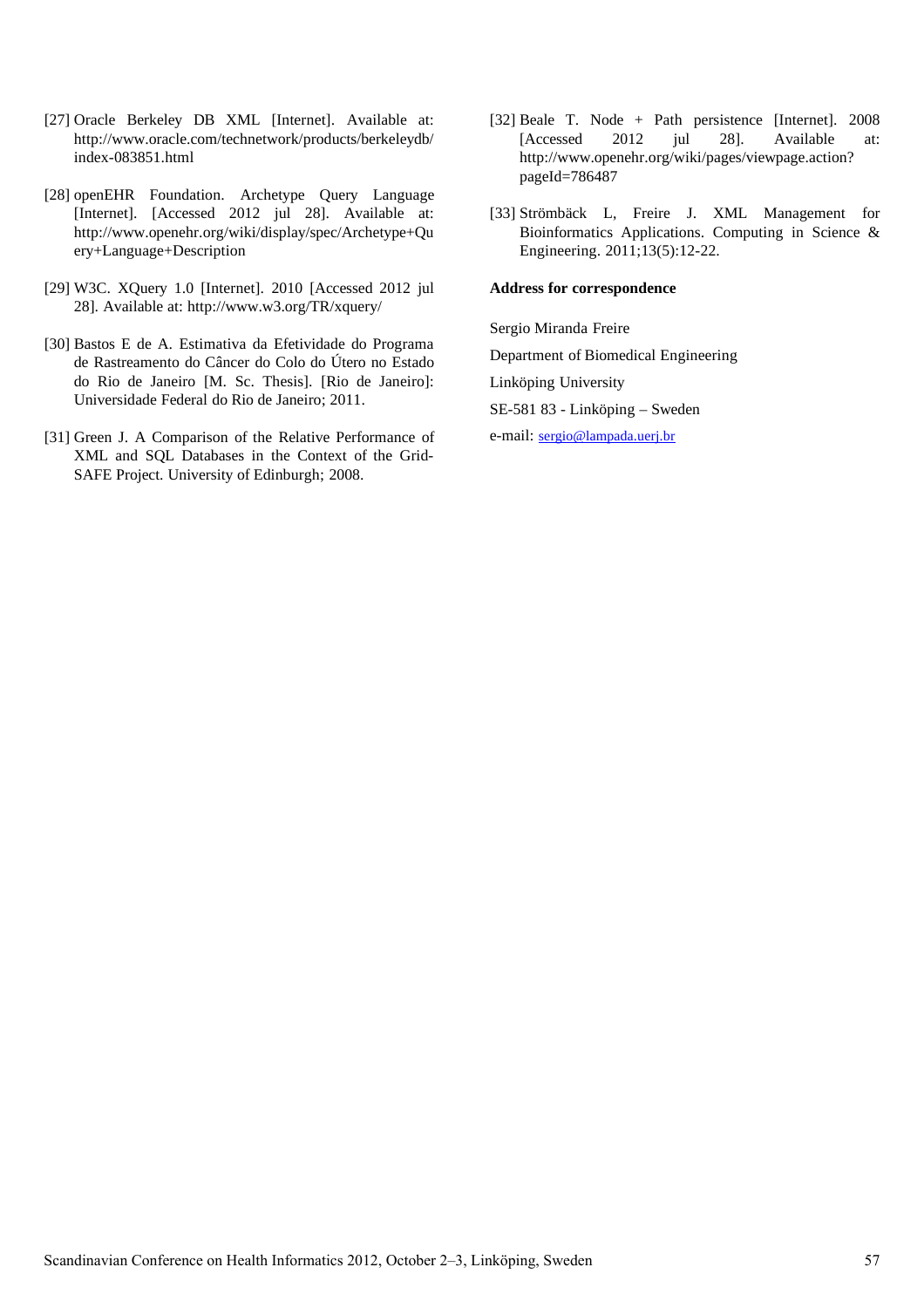[27] Oracle Berkeley DB XML [Internet]. Available at: http://www.oracle.com/technetwork/products/berkeleydb/index-083851.html

[28] openEHR Foundation. Archetype Query Language [Internet]. [Accessed 2012 jul 28]. Available at: http://www.openehr.org/wiki/display/spec/Archetype+Query+Language+Description

[29] W3C. XQuery 1.0 [Internet]. 2010 [Accessed 2012 jul 28]. Available at: http://www.w3.org/TR/xquery/

[30] Bastos E de A. Estimativa da Efetividade do Programa de Rastreamento do Câncer do Colo do Útero no Estado do Rio de Janeiro [M. Sc. Thesis]. [Rio de Janeiro]: Universidade Federal do Rio de Janeiro; 2011.

[31] Green J. A Comparison of the Relative Performance of XML and SQL Databases in the Context of the Grid-SAFE Project. University of Edinburgh; 2008.

[32] Beale T. Node + Path persistence [Internet]. 2008 [Accessed 2012 jul 28]. Available at: http://www.openehr.org/wiki/pages/viewpage.action?pageId=786487

[33] Strömbäck L, Freire J. XML Management for Bioinformatics Applications. Computing in Science & Engineering. 2011;13(5):12-22.

**Address for correspondence**

Sergio Miranda Freire

Department of Biomedical Engineering

Linköping University

SE-581 83 - Linköping – Sweden

e-mail: sergio@lampada.uerj.br